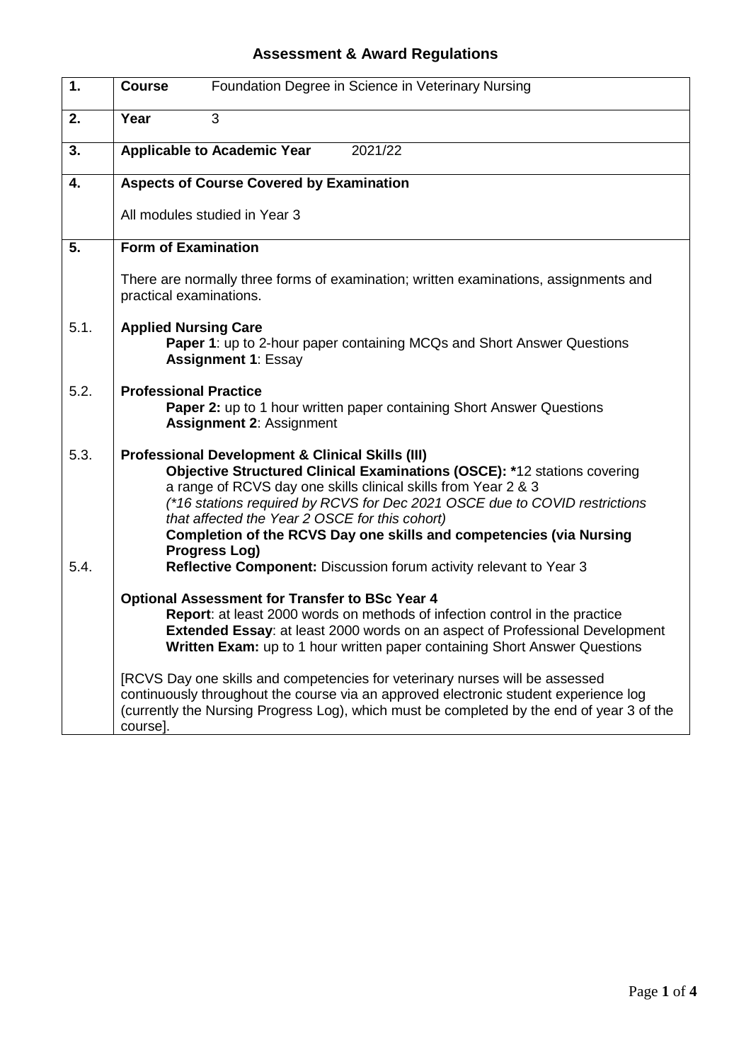# Assessment & Award Regulations

| | |
|---|---|
| **1.** | **Course** Foundation Degree in Science in Veterinary Nursing |
| **2.** | **Year** 3 |
| **3.** | **Applicable to Academic Year** 2021/22 |
| **4.** | **Aspects of Course Covered by Examination**<br><br>All modules studied in Year 3 |
| **5.** | **Form of Examination**<br><br>There are normally three forms of examination; written examinations, assignments and practical examinations. |
| 5.1. | **Applied Nursing Care**<br>**Paper 1**: up to 2-hour paper containing MCQs and Short Answer Questions<br>**Assignment 1**: Essay |
| 5.2. | **Professional Practice**<br>**Paper 2:** up to 1 hour written paper containing Short Answer Questions<br>**Assignment 2**: Assignment |
| 5.3. | **Professional Development & Clinical Skills (III)**<br>**Objective Structured Clinical Examinations (OSCE): ***12 stations covering a range of RCVS day one skills clinical skills from Year 2 & 3<br>*(*16 stations required by RCVS for Dec 2021 OSCE due to COVID restrictions that affected the Year 2 OSCE for this cohort)*<br>**Completion of the RCVS Day one skills and competencies (via Nursing Progress Log)** |
| 5.4. | **Reflective Component:** Discussion forum activity relevant to Year 3<br><br>**Optional Assessment for Transfer to BSc Year 4**<br>**Report**: at least 2000 words on methods of infection control in the practice<br>**Extended Essay**: at least 2000 words on an aspect of Professional Development<br>**Written Exam:** up to 1 hour written paper containing Short Answer Questions<br><br>[RCVS Day one skills and competencies for veterinary nurses will be assessed continuously throughout the course via an approved electronic student experience log (currently the Nursing Progress Log), which must be completed by the end of year 3 of the course]. |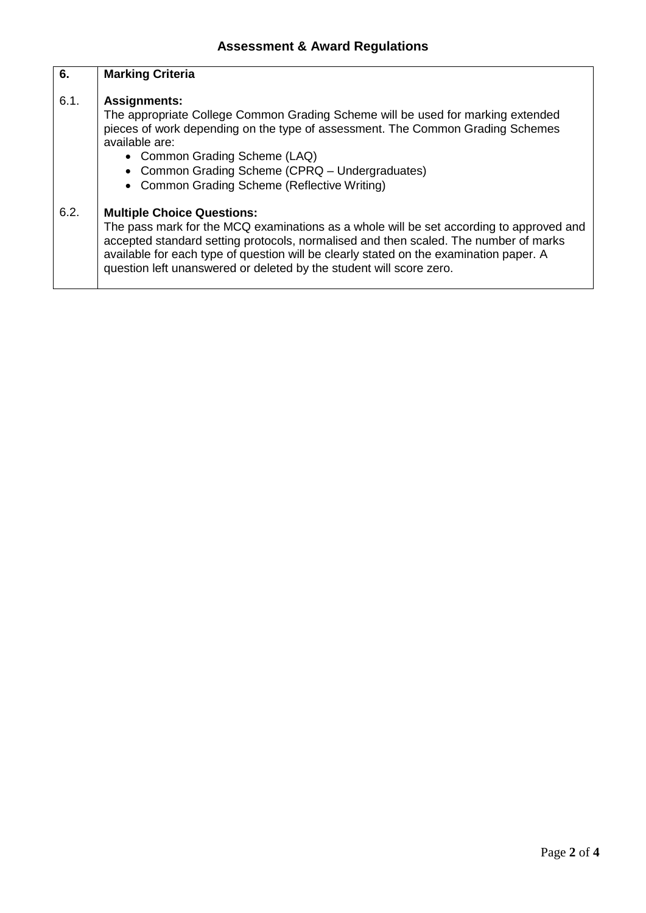## Assessment & Award Regulations

| 6. | **Marking Criteria** |
|---|---|
| 6.1. | **Assignments:**<br>The appropriate College Common Grading Scheme will be used for marking extended pieces of work depending on the type of assessment. The Common Grading Schemes available are:<br>• Common Grading Scheme (LAQ)<br>• Common Grading Scheme (CPRQ – Undergraduates)<br>• Common Grading Scheme (Reflective Writing) |
| 6.2. | **Multiple Choice Questions:**<br>The pass mark for the MCQ examinations as a whole will be set according to approved and accepted standard setting protocols, normalised and then scaled. The number of marks available for each type of question will be clearly stated on the examination paper. A question left unanswered or deleted by the student will score zero. |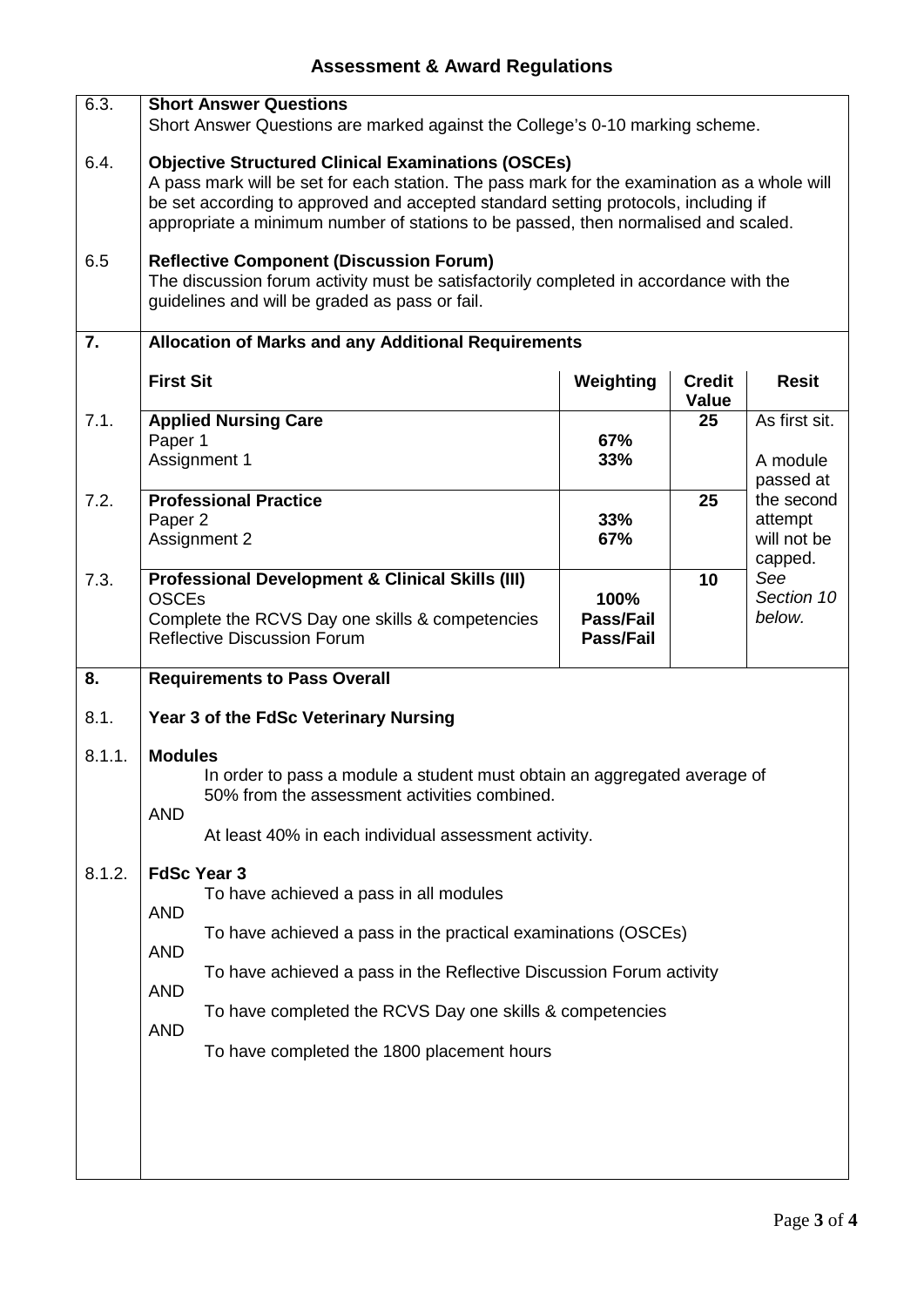## Assessment & Award Regulations

**6.3. Short Answer Questions**

Short Answer Questions are marked against the College's 0-10 marking scheme.

**6.4. Objective Structured Clinical Examinations (OSCEs)**

A pass mark will be set for each station. The pass mark for the examination as a whole will be set according to approved and accepted standard setting protocols, including if appropriate a minimum number of stations to be passed, then normalised and scaled.

**6.5 Reflective Component (Discussion Forum)**

The discussion forum activity must be satisfactorily completed in accordance with the guidelines and will be graded as pass or fail.

## 7. Allocation of Marks and any Additional Requirements

| | First Sit | Weighting | Credit Value | Resit |
|---|---|---|---|---|
| 7.1. | **Applied Nursing Care**<br>Paper 1<br>Assignment 1 | <br>**67%**<br>**33%** | **25** | As first sit.<br><br>A module passed at the second attempt will not be capped.<br>*See Section 10 below.* |
| 7.2. | **Professional Practice**<br>Paper 2<br>Assignment 2 | <br>**33%**<br>**67%** | **25** | |
| 7.3. | **Professional Development & Clinical Skills (III)**<br>OSCEs<br>Complete the RCVS Day one skills & competencies<br>Reflective Discussion Forum | <br>**100%**<br>**Pass/Fail**<br>**Pass/Fail** | **10** | |

## 8. Requirements to Pass Overall

**8.1. Year 3 of the FdSc Veterinary Nursing**

**8.1.1. Modules**

In order to pass a module a student must obtain an aggregated average of 50% from the assessment activities combined.

AND

At least 40% in each individual assessment activity.

**8.1.2. FdSc Year 3**

To have achieved a pass in all modules

AND

To have achieved a pass in the practical examinations (OSCEs)

AND

To have achieved a pass in the Reflective Discussion Forum activity

AND

To have completed the RCVS Day one skills & competencies

AND

To have completed the 1800 placement hours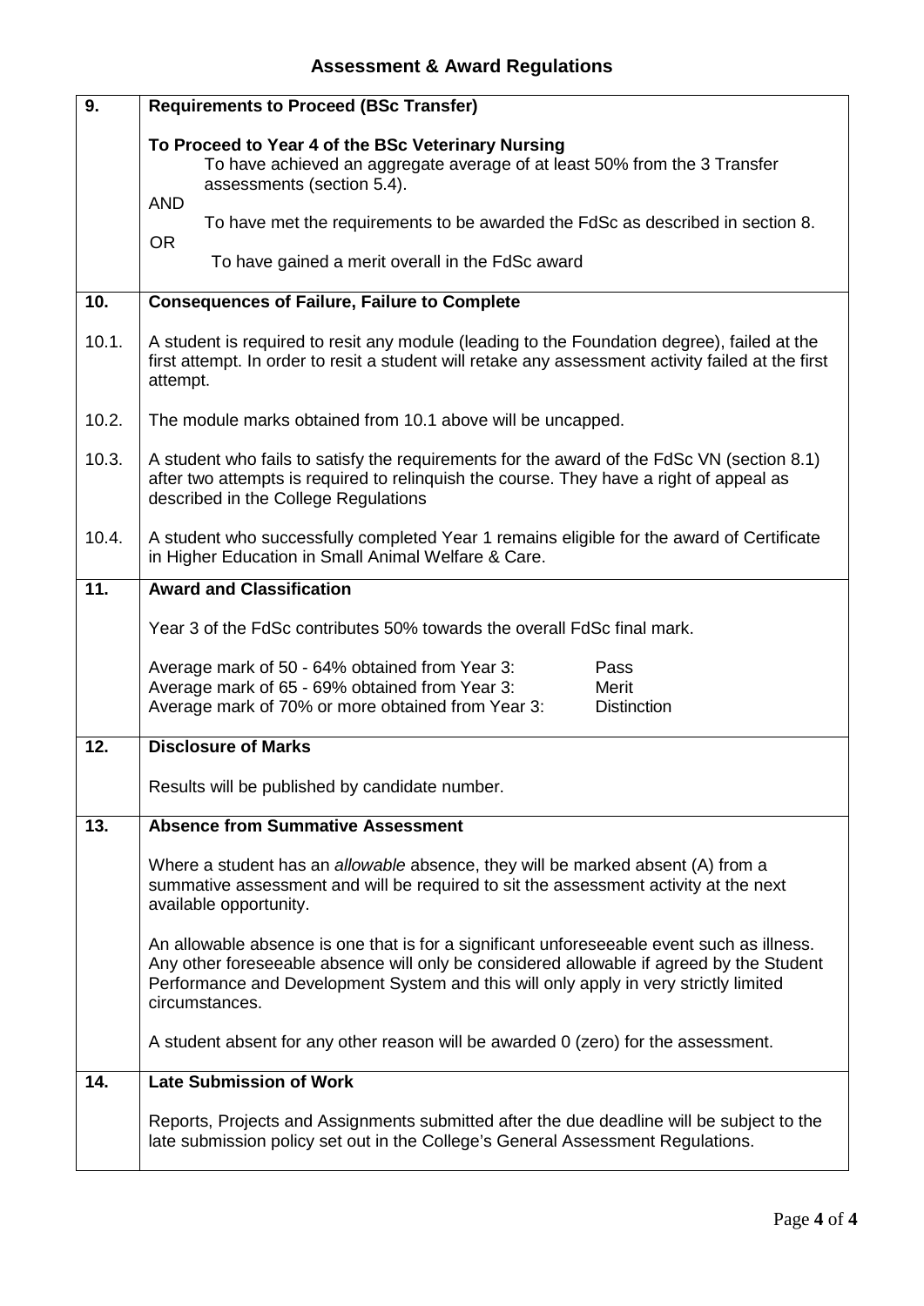## Assessment & Award Regulations

| | |
|---|---|
| **9.** | **Requirements to Proceed (BSc Transfer)** |
| | **To Proceed to Year 4 of the BSc Veterinary Nursing**<br>To have achieved an aggregate average of at least 50% from the 3 Transfer assessments (section 5.4).<br>AND<br>To have met the requirements to be awarded the FdSc as described in section 8.<br>OR<br>To have gained a merit overall in the FdSc award |
| **10.** | **Consequences of Failure, Failure to Complete** |
| 10.1. | A student is required to resit any module (leading to the Foundation degree), failed at the first attempt. In order to resit a student will retake any assessment activity failed at the first attempt. |
| 10.2. | The module marks obtained from 10.1 above will be uncapped. |
| 10.3. | A student who fails to satisfy the requirements for the award of the FdSc VN (section 8.1) after two attempts is required to relinquish the course. They have a right of appeal as described in the College Regulations |
| 10.4. | A student who successfully completed Year 1 remains eligible for the award of Certificate in Higher Education in Small Animal Welfare & Care. |
| **11.** | **Award and Classification** |
| | Year 3 of the FdSc contributes 50% towards the overall FdSc final mark.<br><br>Average mark of 50 - 64% obtained from Year 3: Pass<br>Average mark of 65 - 69% obtained from Year 3: Merit<br>Average mark of 70% or more obtained from Year 3: Distinction |
| **12.** | **Disclosure of Marks** |
| | Results will be published by candidate number. |
| **13.** | **Absence from Summative Assessment** |
| | Where a student has an *allowable* absence, they will be marked absent (A) from a summative assessment and will be required to sit the assessment activity at the next available opportunity.<br><br>An allowable absence is one that is for a significant unforeseeable event such as illness. Any other foreseeable absence will only be considered allowable if agreed by the Student Performance and Development System and this will only apply in very strictly limited circumstances.<br><br>A student absent for any other reason will be awarded 0 (zero) for the assessment. |
| **14.** | **Late Submission of Work** |
| | Reports, Projects and Assignments submitted after the due deadline will be subject to the late submission policy set out in the College's General Assessment Regulations. |